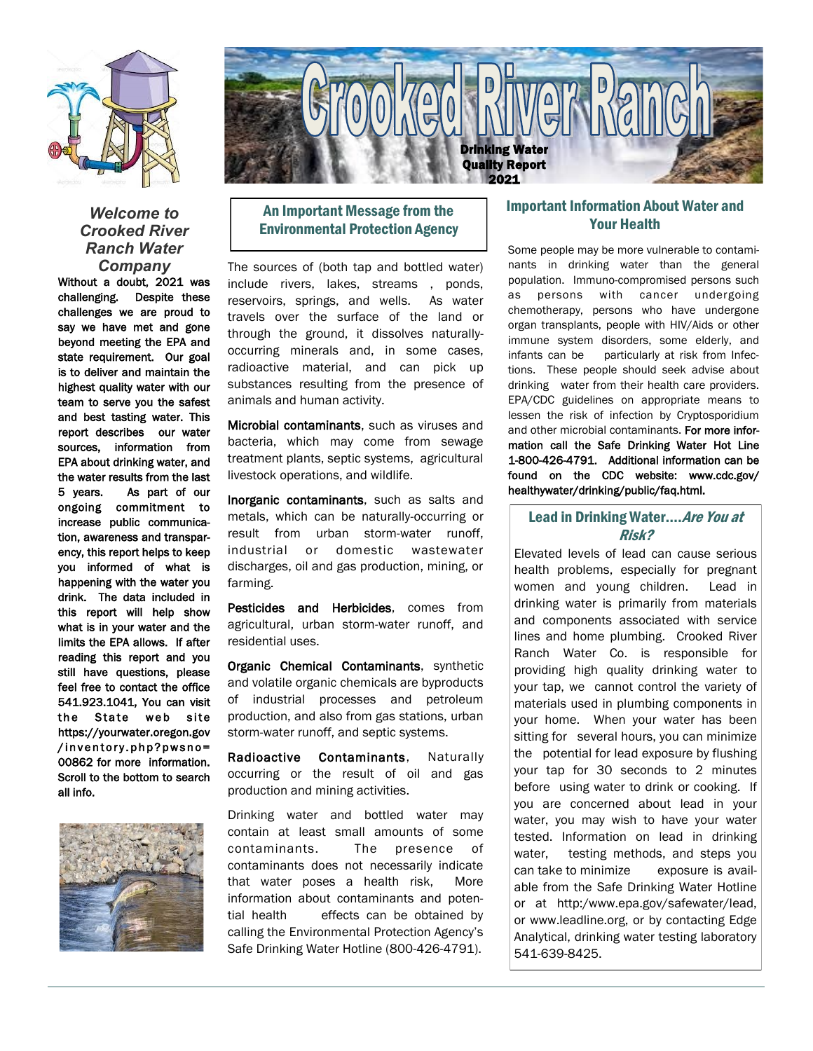# Crooked River Ranch

**Drinking Water Quality Report 2021**

### *Welcome to Crooked River Ranch Water Company*

**Without a doubt, 2021 was challenging. Despite these challenges we are proud to say we have met and gone beyond meeting the EPA and state requirement. Our goal is to deliver and maintain the highest quality water with our team to serve you the safest and best tasting water. This report describes our water sources, information from EPA about drinking water, and the water results from the last 5 years. As part of our ongoing commitment to increase public communication, awareness and transparency, this report helps to keep you informed of what is happening with the water you drink. The data included in this report will help show what is in your water and the limits the EPA allows. If after reading this report and you still have questions, please feel free to contact the office 541.923.1041, You can visit the State web site https://yourwater.oregon.gov/inventory.php?pwsno=00862 for more information. Scroll to the bottom to search all info.**

## An Important Message from the Environmental Protection Agency

The sources of (both tap and bottled water) include rivers, lakes, streams , ponds, reservoirs, springs, and wells. As water travels over the surface of the land or through the ground, it dissolves naturally-occurring minerals and, in some cases, radioactive material, and can pick up substances resulting from the presence of animals and human activity.

**Microbial contaminants**, such as viruses and bacteria, which may come from sewage treatment plants, septic systems, agricultural livestock operations, and wildlife.

**Inorganic contaminants**, such as salts and metals, which can be naturally-occurring or result from urban storm-water runoff, industrial or domestic wastewater discharges, oil and gas production, mining, or farming.

**Pesticides and Herbicides**, comes from agricultural, urban storm-water runoff, and residential uses.

**Organic Chemical Contaminants**, synthetic and volatile organic chemicals are byproducts of industrial processes and petroleum production, and also from gas stations, urban storm-water runoff, and septic systems.

**Radioactive Contaminants**, Naturally occurring or the result of oil and gas production and mining activities.

Drinking water and bottled water may contain at least small amounts of some contaminants. The presence of contaminants does not necessarily indicate that water poses a health risk, More information about contaminants and potential health effects can be obtained by calling the Environmental Protection Agency's Safe Drinking Water Hotline (800-426-4791).

## Important Information About Water and Your Health

Some people may be more vulnerable to contaminants in drinking water than the general population. Immuno-compromised persons such as persons with cancer undergoing chemotherapy, persons who have undergone organ transplants, people with HIV/Aids or other immune system disorders, some elderly, and infants can be particularly at risk from Infections. These people should seek advise about drinking water from their health care providers. EPA/CDC guidelines on appropriate means to lessen the risk of infection by Cryptosporidium and other microbial contaminants. **For more information call the Safe Drinking Water Hot Line 1-800-426-4791. Additional information can be found on the CDC website: www.cdc.gov/healthywater/drinking/public/faq.html.**

### Lead in Drinking Water....*Are You at Risk?*

Elevated levels of lead can cause serious health problems, especially for pregnant women and young children. Lead in drinking water is primarily from materials and components associated with service lines and home plumbing. Crooked River Ranch Water Co. is responsible for providing high quality drinking water to your tap, we cannot control the variety of materials used in plumbing components in your home. When your water has been sitting for several hours, you can minimize the potential for lead exposure by flushing your tap for 30 seconds to 2 minutes before using water to drink or cooking. If you are concerned about lead in your water, you may wish to have your water tested. Information on lead in drinking water, testing methods, and steps you can take to minimize exposure is available from the Safe Drinking Water Hotline or at http:/www.epa.gov/safewater/lead, or www.leadline.org, or by contacting Edge Analytical, drinking water testing laboratory 541-639-8425.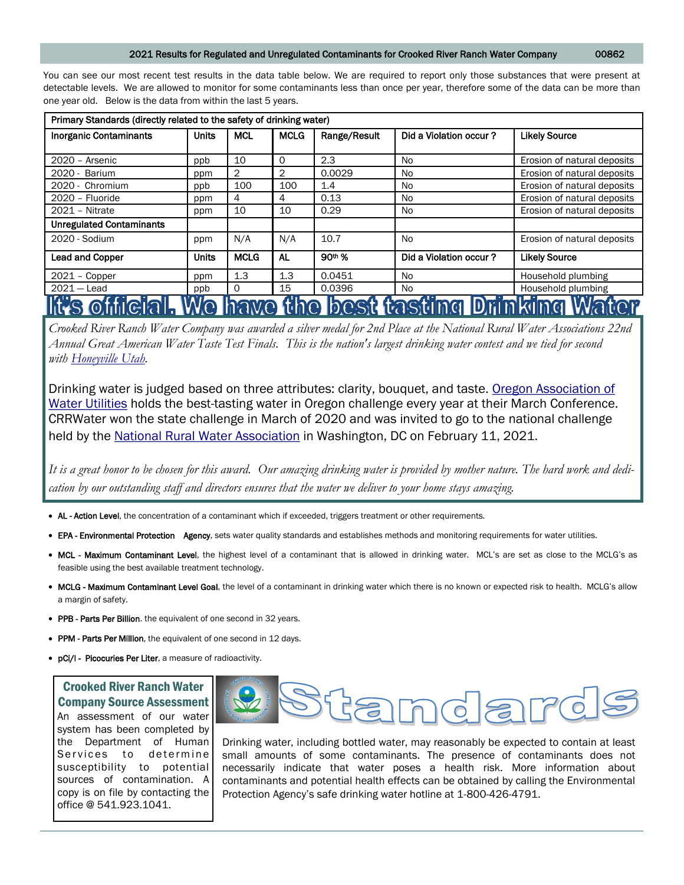## 2021 Results for Regulated and Unregulated Contaminants for Crooked River Ranch Water Company 00862

You can see our most recent test results in the data table below. We are required to report only those substances that were present at detectable levels. We are allowed to monitor for some contaminants less than once per year, therefore some of the data can be more than one year old. Below is the data from within the last 5 years.

| Primary Standards (directly related to the safety of drinking water) | | | | | | |
|---|---|---|---|---|---|---|
| **Inorganic Contaminants** | **Units** | **MCL** | **MCLG** | **Range/Result** | **Did a Violation occur ?** | **Likely Source** |
| 2020 – Arsenic | ppb | 10 | 0 | 2.3 | No | Erosion of natural deposits |
| 2020 - Barium | ppm | 2 | 2 | 0.0029 | No | Erosion of natural deposits |
| 2020 - Chromium | ppb | 100 | 100 | 1.4 | No | Erosion of natural deposits |
| 2020 – Fluoride | ppm | 4 | 4 | 0.13 | No | Erosion of natural deposits |
| 2021 – Nitrate | ppm | 10 | 10 | 0.29 | No | Erosion of natural deposits |
| **Unregulated Contaminants** | | | | | | |
| 2020 - Sodium | ppm | N/A | N/A | 10.7 | No | Erosion of natural deposits |
| **Lead and Copper** | **Units** | **MCLG** | **AL** | **90th %** | **Did a Violation occur ?** | **Likely Source** |
| 2021 – Copper | ppm | 1.3 | 1.3 | 0.0451 | No | Household plumbing |
| 2021 — Lead | ppb | 0 | 15 | 0.0396 | No | Household plumbing |

# It's official. We have the best tasting Drinking Water

*Crooked River Ranch Water Company was awarded a silver medal for 2nd Place at the National Rural Water Associations 22nd Annual Great American Water Taste Test Finals. This is the nation's largest drinking water contest and we tied for second with Honeyville Utah.*

Drinking water is judged based on three attributes: clarity, bouquet, and taste. Oregon Association of Water Utilities holds the best-tasting water in Oregon challenge every year at their March Conference. CRRWater won the state challenge in March of 2020 and was invited to go to the national challenge held by the National Rural Water Association in Washington, DC on February 11, 2021.

*It is a great honor to be chosen for this award. Our amazing drinking water is provided by mother nature. The hard work and dedication by our outstanding staff and directors ensures that the water we deliver to your home stays amazing.*

- **AL - Action Level**, the concentration of a contaminant which if exceeded, triggers treatment or other requirements.
- **EPA - Environmental Protection Agency**, sets water quality standards and establishes methods and monitoring requirements for water utilities.
- **MCL - Maximum Contaminant Level**, the highest level of a contaminant that is allowed in drinking water. MCL's are set as close to the MCLG's as feasible using the best available treatment technology.
- **MCLG - Maximum Contaminant Level Goal**, the level of a contaminant in drinking water which there is no known or expected risk to health. MCLG's allow a margin of safety.
- **PPB - Parts Per Billion**. the equivalent of one second in 32 years.
- **PPM - Parts Per Million**, the equivalent of one second in 12 days.
- **pCi/l - Picocuries Per Liter**, a measure of radioactivity.

### Crooked River Ranch Water Company Source Assessment

An assessment of our water system has been completed by the Department of Human Services to determine susceptibility to potential sources of contamination. A copy is on file by contacting the office @ 541.923.1041.

### Standards

Drinking water, including bottled water, may reasonably be expected to contain at least small amounts of some contaminants. The presence of contaminants does not necessarily indicate that water poses a health risk. More information about contaminants and potential health effects can be obtained by calling the Environmental Protection Agency's safe drinking water hotline at 1-800-426-4791.